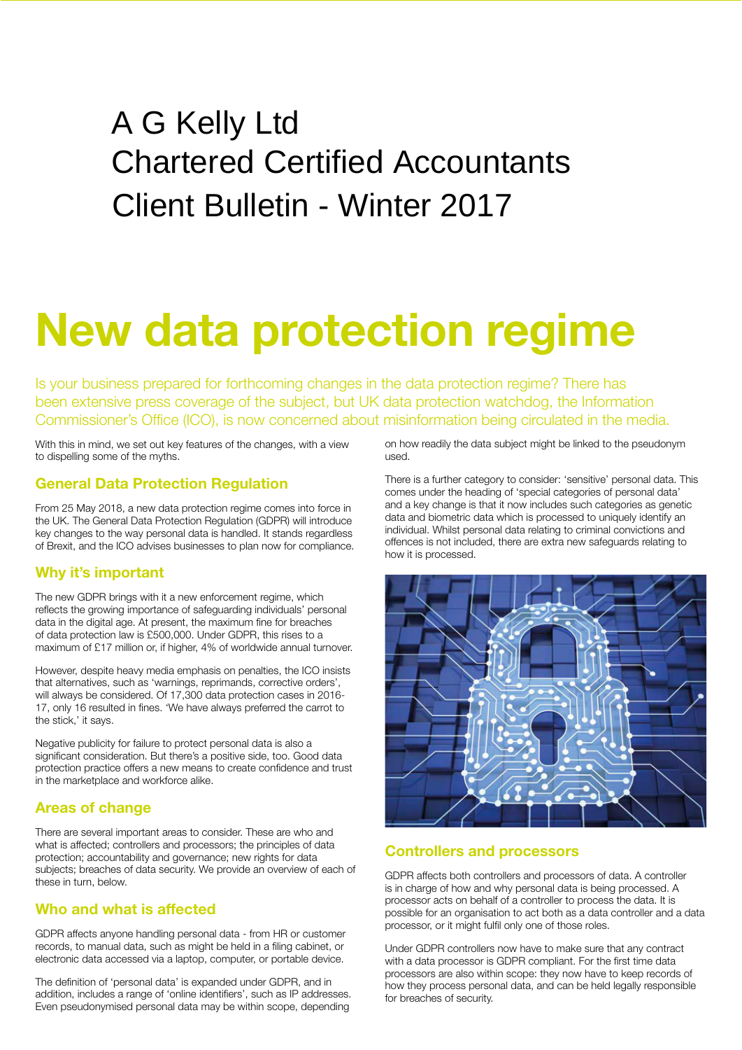A G Kelly Ltd
Chartered Certified Accountants
Client Bulletin - Winter 2017

# New data protection regime

Is your business prepared for forthcoming changes in the data protection regime? There has been extensive press coverage of the subject, but UK data protection watchdog, the Information Commissioner's Office (ICO), is now concerned about misinformation being circulated in the media.

With this in mind, we set out key features of the changes, with a view to dispelling some of the myths.

## General Data Protection Regulation

From 25 May 2018, a new data protection regime comes into force in the UK. The General Data Protection Regulation (GDPR) will introduce key changes to the way personal data is handled. It stands regardless of Brexit, and the ICO advises businesses to plan now for compliance.

## Why it's important

The new GDPR brings with it a new enforcement regime, which reflects the growing importance of safeguarding individuals' personal data in the digital age. At present, the maximum fine for breaches of data protection law is £500,000. Under GDPR, this rises to a maximum of £17 million or, if higher, 4% of worldwide annual turnover.

However, despite heavy media emphasis on penalties, the ICO insists that alternatives, such as 'warnings, reprimands, corrective orders', will always be considered. Of 17,300 data protection cases in 2016-17, only 16 resulted in fines. 'We have always preferred the carrot to the stick,' it says.

Negative publicity for failure to protect personal data is also a significant consideration. But there's a positive side, too. Good data protection practice offers a new means to create confidence and trust in the marketplace and workforce alike.

## Areas of change

There are several important areas to consider. These are who and what is affected; controllers and processors; the principles of data protection; accountability and governance; new rights for data subjects; breaches of data security. We provide an overview of each of these in turn, below.

## Who and what is affected

GDPR affects anyone handling personal data - from HR or customer records, to manual data, such as might be held in a filing cabinet, or electronic data accessed via a laptop, computer, or portable device.

The definition of 'personal data' is expanded under GDPR, and in addition, includes a range of 'online identifiers', such as IP addresses. Even pseudonymised personal data may be within scope, depending on how readily the data subject might be linked to the pseudonym used.

There is a further category to consider: 'sensitive' personal data. This comes under the heading of 'special categories of personal data' and a key change is that it now includes such categories as genetic data and biometric data which is processed to uniquely identify an individual. Whilst personal data relating to criminal convictions and offences is not included, there are extra new safeguards relating to how it is processed.

## Controllers and processors

GDPR affects both controllers and processors of data. A controller is in charge of how and why personal data is being processed. A processor acts on behalf of a controller to process the data. It is possible for an organisation to act both as a data controller and a data processor, or it might fulfil only one of those roles.

Under GDPR controllers now have to make sure that any contract with a data processor is GDPR compliant. For the first time data processors are also within scope: they now have to keep records of how they process personal data, and can be held legally responsible for breaches of security.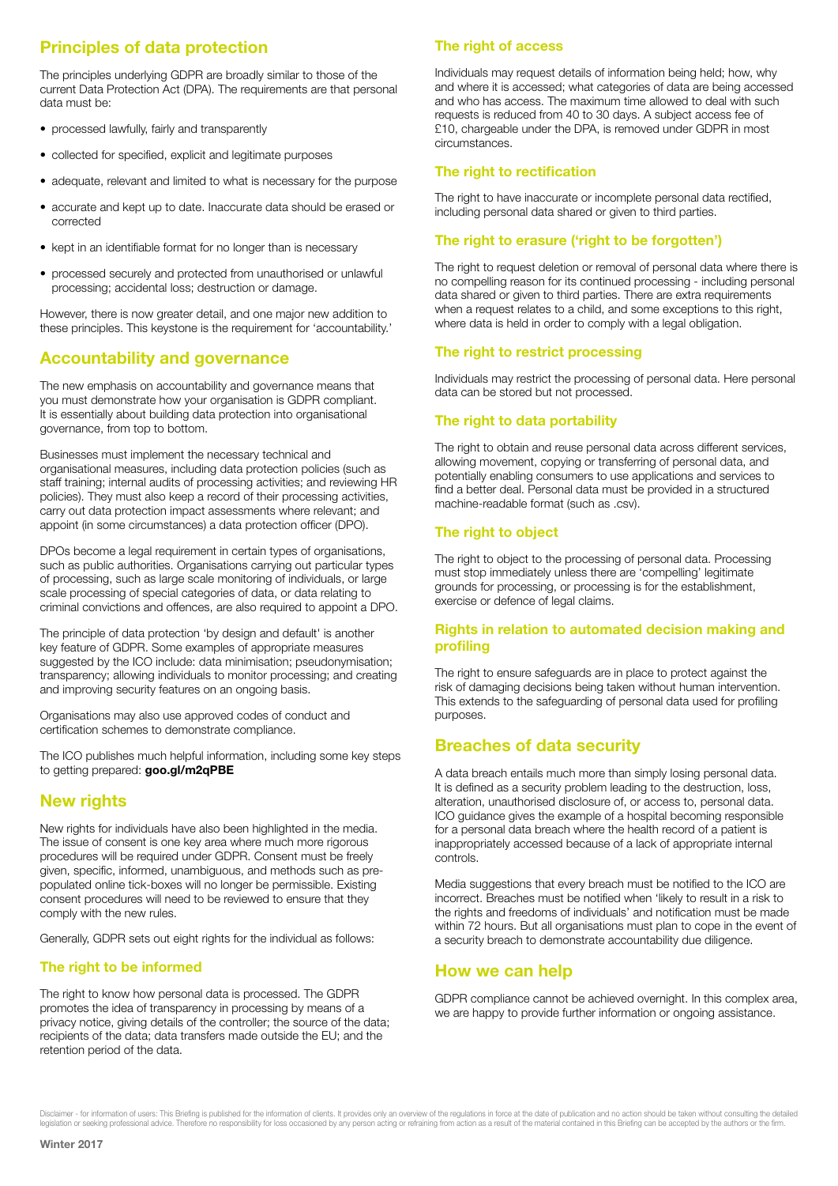## Principles of data protection

The principles underlying GDPR are broadly similar to those of the current Data Protection Act (DPA). The requirements are that personal data must be:

- processed lawfully, fairly and transparently
- collected for specified, explicit and legitimate purposes
- adequate, relevant and limited to what is necessary for the purpose
- accurate and kept up to date. Inaccurate data should be erased or corrected
- kept in an identifiable format for no longer than is necessary
- processed securely and protected from unauthorised or unlawful processing; accidental loss; destruction or damage.

However, there is now greater detail, and one major new addition to these principles. This keystone is the requirement for 'accountability.'

## Accountability and governance

The new emphasis on accountability and governance means that you must demonstrate how your organisation is GDPR compliant. It is essentially about building data protection into organisational governance, from top to bottom.

Businesses must implement the necessary technical and organisational measures, including data protection policies (such as staff training; internal audits of processing activities; and reviewing HR policies). They must also keep a record of their processing activities, carry out data protection impact assessments where relevant; and appoint (in some circumstances) a data protection officer (DPO).

DPOs become a legal requirement in certain types of organisations, such as public authorities. Organisations carrying out particular types of processing, such as large scale monitoring of individuals, or large scale processing of special categories of data, or data relating to criminal convictions and offences, are also required to appoint a DPO.

The principle of data protection 'by design and default' is another key feature of GDPR. Some examples of appropriate measures suggested by the ICO include: data minimisation; pseudonymisation; transparency; allowing individuals to monitor processing; and creating and improving security features on an ongoing basis.

Organisations may also use approved codes of conduct and certification schemes to demonstrate compliance.

The ICO publishes much helpful information, including some key steps to getting prepared: **goo.gl/m2qPBE**

## New rights

New rights for individuals have also been highlighted in the media. The issue of consent is one key area where much more rigorous procedures will be required under GDPR. Consent must be freely given, specific, informed, unambiguous, and methods such as pre-populated online tick-boxes will no longer be permissible. Existing consent procedures will need to be reviewed to ensure that they comply with the new rules.

Generally, GDPR sets out eight rights for the individual as follows:

### The right to be informed

The right to know how personal data is processed. The GDPR promotes the idea of transparency in processing by means of a privacy notice, giving details of the controller; the source of the data; recipients of the data; data transfers made outside the EU; and the retention period of the data.

### The right of access

Individuals may request details of information being held; how, why and where it is accessed; what categories of data are being accessed and who has access. The maximum time allowed to deal with such requests is reduced from 40 to 30 days. A subject access fee of £10, chargeable under the DPA, is removed under GDPR in most circumstances.

### The right to rectification

The right to have inaccurate or incomplete personal data rectified, including personal data shared or given to third parties.

### The right to erasure ('right to be forgotten')

The right to request deletion or removal of personal data where there is no compelling reason for its continued processing - including personal data shared or given to third parties. There are extra requirements when a request relates to a child, and some exceptions to this right, where data is held in order to comply with a legal obligation.

### The right to restrict processing

Individuals may restrict the processing of personal data. Here personal data can be stored but not processed.

### The right to data portability

The right to obtain and reuse personal data across different services, allowing movement, copying or transferring of personal data, and potentially enabling consumers to use applications and services to find a better deal. Personal data must be provided in a structured machine-readable format (such as .csv).

### The right to object

The right to object to the processing of personal data. Processing must stop immediately unless there are 'compelling' legitimate grounds for processing, or processing is for the establishment, exercise or defence of legal claims.

### Rights in relation to automated decision making and profiling

The right to ensure safeguards are in place to protect against the risk of damaging decisions being taken without human intervention. This extends to the safeguarding of personal data used for profiling purposes.

## Breaches of data security

A data breach entails much more than simply losing personal data. It is defined as a security problem leading to the destruction, loss, alteration, unauthorised disclosure of, or access to, personal data. ICO guidance gives the example of a hospital becoming responsible for a personal data breach where the health record of a patient is inappropriately accessed because of a lack of appropriate internal controls.

Media suggestions that every breach must be notified to the ICO are incorrect. Breaches must be notified when 'likely to result in a risk to the rights and freedoms of individuals' and notification must be made within 72 hours. But all organisations must plan to cope in the event of a security breach to demonstrate accountability due diligence.

## How we can help

GDPR compliance cannot be achieved overnight. In this complex area, we are happy to provide further information or ongoing assistance.

Disclaimer - for information of users: This Briefing is published for the information of clients. It provides only an overview of the regulations in force at the date of publication and no action should be taken without consulting the detailed legislation or seeking professional advice. Therefore no responsibility for loss occasioned by any person acting or refraining from action as a result of the material contained in this Briefing can be accepted by the authors or the firm.

**Winter 2017**